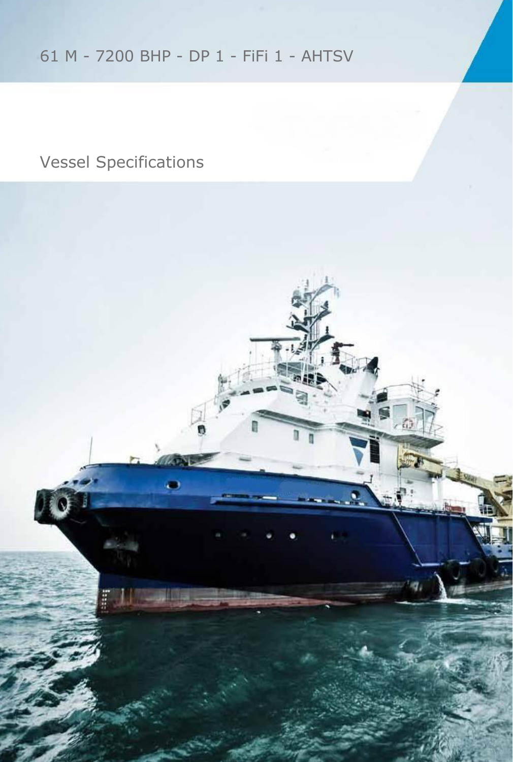61 M - 7200 BHP - DP 1 - FiFi 1 - AHTSV

# Vessel Specifications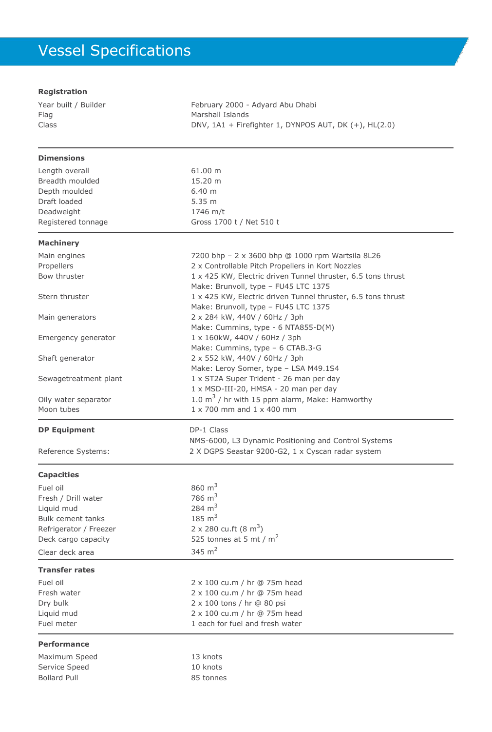# Vessel Specifications

### Registration

| | |
|---|---|
| Year built / Builder | February 2000 - Adyard Abu Dhabi |
| Flag | Marshall Islands |
| Class | DNV, 1A1 + Firefighter 1, DYNPOS AUT, DK (+), HL(2.0) |

### Dimensions

| | |
|---|---|
| Length overall | 61.00 m |
| Breadth moulded | 15.20 m |
| Depth moulded | 6.40 m |
| Draft loaded | 5.35 m |
| Deadweight | 1746 m/t |
| Registered tonnage | Gross 1700 t / Net 510 t |

### Machinery

| | |
|---|---|
| Main engines | 7200 bhp – 2 x 3600 bhp @ 1000 rpm Wartsila 8L26 |
| Propellers | 2 x Controllable Pitch Propellers in Kort Nozzles |
| Bow thruster | 1 x 425 KW, Electric driven Tunnel thruster, 6.5 tons thrust<br>Make: Brunvoll, type – FU45 LTC 1375 |
| Stern thruster | 1 x 425 KW, Electric driven Tunnel thruster, 6.5 tons thrust<br>Make: Brunvoll, type – FU45 LTC 1375 |
| Main generators | 2 x 284 kW, 440V / 60Hz / 3ph<br>Make: Cummins, type - 6 NTA855-D(M) |
| Emergency generator | 1 x 160kW, 440V / 60Hz / 3ph<br>Make: Cummins, type – 6 CTAB.3-G |
| Shaft generator | 2 x 552 kW, 440V / 60Hz / 3ph<br>Make: Leroy Somer, type – LSA M49.1S4 |
| Sewagetreatment plant | 1 x ST2A Super Trident - 26 man per day<br>1 x MSD-III-20, HMSA - 20 man per day |
| Oily water separator | 1.0 m$^3$ / hr with 15 ppm alarm, Make: Hamworthy |
| Moon tubes | 1 x 700 mm and 1 x 400 mm |

### DP Equipment

| | |
|---|---|
| **DP Equipment** | DP-1 Class<br>NMS-6000, L3 Dynamic Positioning and Control Systems |
| Reference Systems: | 2 X DGPS Seastar 9200-G2, 1 x Cyscan radar system |

### Capacities

| | |
|---|---|
| Fuel oil | 860 m$^3$ |
| Fresh / Drill water | 786 m$^3$ |
| Liquid mud | 284 m$^3$ |
| Bulk cement tanks | 185 m$^3$ |
| Refrigerator / Freezer | 2 x 280 cu.ft (8 m$^3$) |
| Deck cargo capacity | 525 tonnes at 5 mt / m$^2$ |
| Clear deck area | 345 m$^2$ |

### Transfer rates

| | |
|---|---|
| Fuel oil | 2 x 100 cu.m / hr @ 75m head |
| Fresh water | 2 x 100 cu.m / hr @ 75m head |
| Dry bulk | 2 x 100 tons / hr @ 80 psi |
| Liquid mud | 2 x 100 cu.m / hr @ 75m head |
| Fuel meter | 1 each for fuel and fresh water |

### Performance

| | |
|---|---|
| Maximum Speed | 13 knots |
| Service Speed | 10 knots |
| Bollard Pull | 85 tonnes |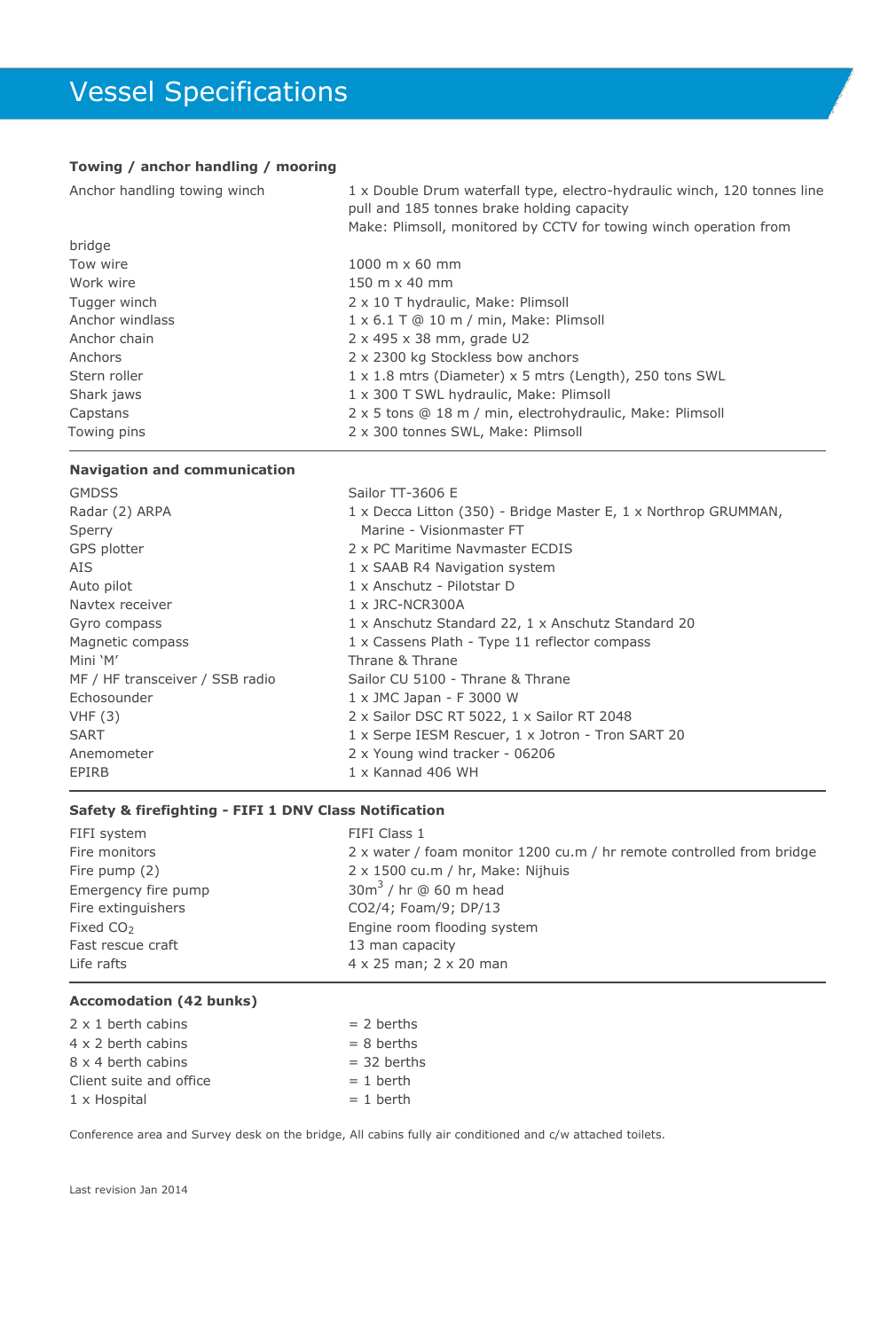# Vessel Specifications

**Towing / anchor handling / mooring**

| | |
|---|---|
| Anchor handling towing winch | 1 x Double Drum waterfall type, electro-hydraulic winch, 120 tonnes line pull and 185 tonnes brake holding capacity<br>Make: Plimsoll, monitored by CCTV for towing winch operation from |
| bridge | |
| Tow wire | 1000 m x 60 mm |
| Work wire | 150 m x 40 mm |
| Tugger winch | 2 x 10 T hydraulic, Make: Plimsoll |
| Anchor windlass | 1 x 6.1 T @ 10 m / min, Make: Plimsoll |
| Anchor chain | 2 x 495 x 38 mm, grade U2 |
| Anchors | 2 x 2300 kg Stockless bow anchors |
| Stern roller | 1 x 1.8 mtrs (Diameter) x 5 mtrs (Length), 250 tons SWL |
| Shark jaws | 1 x 300 T SWL hydraulic, Make: Plimsoll |
| Capstans | 2 x 5 tons @ 18 m / min, electrohydraulic, Make: Plimsoll |
| Towing pins | 2 x 300 tonnes SWL, Make: Plimsoll |

**Navigation and communication**

| | |
|---|---|
| GMDSS | Sailor TT-3606 E |
| Radar (2) ARPA | 1 x Decca Litton (350) - Bridge Master E, 1 x Northrop GRUMMAN, |
| Sperry | Marine - Visionmaster FT |
| GPS plotter | 2 x PC Maritime Navmaster ECDIS |
| AIS | 1 x SAAB R4 Navigation system |
| Auto pilot | 1 x Anschutz - Pilotstar D |
| Navtex receiver | 1 x JRC-NCR300A |
| Gyro compass | 1 x Anschutz Standard 22, 1 x Anschutz Standard 20 |
| Magnetic compass | 1 x Cassens Plath - Type 11 reflector compass |
| Mini 'M' | Thrane & Thrane |
| MF / HF transceiver / SSB radio | Sailor CU 5100 - Thrane & Thrane |
| Echosounder | 1 x JMC Japan - F 3000 W |
| VHF (3) | 2 x Sailor DSC RT 5022, 1 x Sailor RT 2048 |
| SART | 1 x Serpe IESM Rescuer, 1 x Jotron - Tron SART 20 |
| Anemometer | 2 x Young wind tracker - 06206 |
| EPIRB | 1 x Kannad 406 WH |

**Safety & firefighting - FIFI 1 DNV Class Notification**

| | |
|---|---|
| FIFI system | FIFI Class 1 |
| Fire monitors | 2 x water / foam monitor 1200 cu.m / hr remote controlled from bridge |
| Fire pump (2) | 2 x 1500 cu.m / hr, Make: Nijhuis |
| Emergency fire pump | $30m^3$ / hr @ 60 m head |
| Fire extinguishers | CO2/4; Foam/9; DP/13 |
| Fixed $CO_2$ | Engine room flooding system |
| Fast rescue craft | 13 man capacity |
| Life rafts | 4 x 25 man; 2 x 20 man |

**Accomodation (42 bunks)**

| | |
|---|---|
| 2 x 1 berth cabins | = 2 berths |
| 4 x 2 berth cabins | = 8 berths |
| 8 x 4 berth cabins | = 32 berths |
| Client suite and office | = 1 berth |
| 1 x Hospital | = 1 berth |

Conference area and Survey desk on the bridge, All cabins fully air conditioned and c/w attached toilets.

Last revision Jan 2014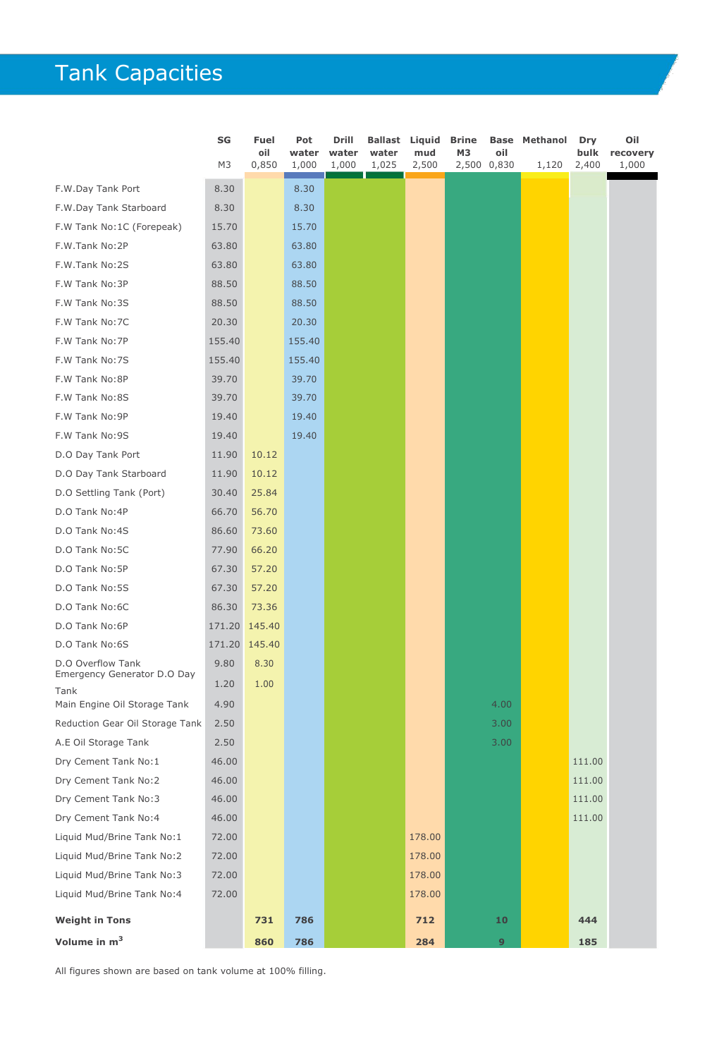# Tank Capacities

| | SG M3 | Fuel oil 0,850 | Pot water 1,000 | Drill water 1,000 | Ballast water 1,025 | Liquid mud 2,500 | Brine M3 2,500 | Base oil 0,830 | Methanol 1,120 | Dry bulk 2,400 | Oil recovery 1,000 |
|---|---|---|---|---|---|---|---|---|---|---|---|
| F.W.Day Tank Port | 8.30 | | 8.30 | | | | | | | | |
| F.W.Day Tank Starboard | 8.30 | | 8.30 | | | | | | | | |
| F.W Tank No:1C (Forepeak) | 15.70 | | 15.70 | | | | | | | | |
| F.W.Tank No:2P | 63.80 | | 63.80 | | | | | | | | |
| F.W.Tank No:2S | 63.80 | | 63.80 | | | | | | | | |
| F.W Tank No:3P | 88.50 | | 88.50 | | | | | | | | |
| F.W Tank No:3S | 88.50 | | 88.50 | | | | | | | | |
| F.W Tank No:7C | 20.30 | | 20.30 | | | | | | | | |
| F.W Tank No:7P | 155.40 | | 155.40 | | | | | | | | |
| F.W Tank No:7S | 155.40 | | 155.40 | | | | | | | | |
| F.W Tank No:8P | 39.70 | | 39.70 | | | | | | | | |
| F.W Tank No:8S | 39.70 | | 39.70 | | | | | | | | |
| F.W Tank No:9P | 19.40 | | 19.40 | | | | | | | | |
| F.W Tank No:9S | 19.40 | | 19.40 | | | | | | | | |
| D.O Day Tank Port | 11.90 | 10.12 | | | | | | | | | |
| D.O Day Tank Starboard | 11.90 | 10.12 | | | | | | | | | |
| D.O Settling Tank (Port) | 30.40 | 25.84 | | | | | | | | | |
| D.O Tank No:4P | 66.70 | 56.70 | | | | | | | | | |
| D.O Tank No:4S | 86.60 | 73.60 | | | | | | | | | |
| D.O Tank No:5C | 77.90 | 66.20 | | | | | | | | | |
| D.O Tank No:5P | 67.30 | 57.20 | | | | | | | | | |
| D.O Tank No:5S | 67.30 | 57.20 | | | | | | | | | |
| D.O Tank No:6C | 86.30 | 73.36 | | | | | | | | | |
| D.O Tank No:6P | 171.20 | 145.40 | | | | | | | | | |
| D.O Tank No:6S | 171.20 | 145.40 | | | | | | | | | |
| D.O Overflow Tank | 9.80 | 8.30 | | | | | | | | | |
| Emergency Generator D.O Day Tank | 1.20 | 1.00 | | | | | | | | | |
| Main Engine Oil Storage Tank | 4.90 | | | | | | | 4.00 | | | |
| Reduction Gear Oil Storage Tank | 2.50 | | | | | | | 3.00 | | | |
| A.E Oil Storage Tank | 2.50 | | | | | | | 3.00 | | | |
| Dry Cement Tank No:1 | 46.00 | | | | | | | | | 111.00 | |
| Dry Cement Tank No:2 | 46.00 | | | | | | | | | 111.00 | |
| Dry Cement Tank No:3 | 46.00 | | | | | | | | | 111.00 | |
| Dry Cement Tank No:4 | 46.00 | | | | | | | | | 111.00 | |
| Liquid Mud/Brine Tank No:1 | 72.00 | | | | | 178.00 | | | | | |
| Liquid Mud/Brine Tank No:2 | 72.00 | | | | | 178.00 | | | | | |
| Liquid Mud/Brine Tank No:3 | 72.00 | | | | | 178.00 | | | | | |
| Liquid Mud/Brine Tank No:4 | 72.00 | | | | | 178.00 | | | | | |
| **Weight in Tons** | | **731** | **786** | | | **712** | | **10** | | **444** | |
| **Volume in $m^3$** | | **860** | **786** | | | **284** | | **9** | | **185** | |

All figures shown are based on tank volume at 100% filling.